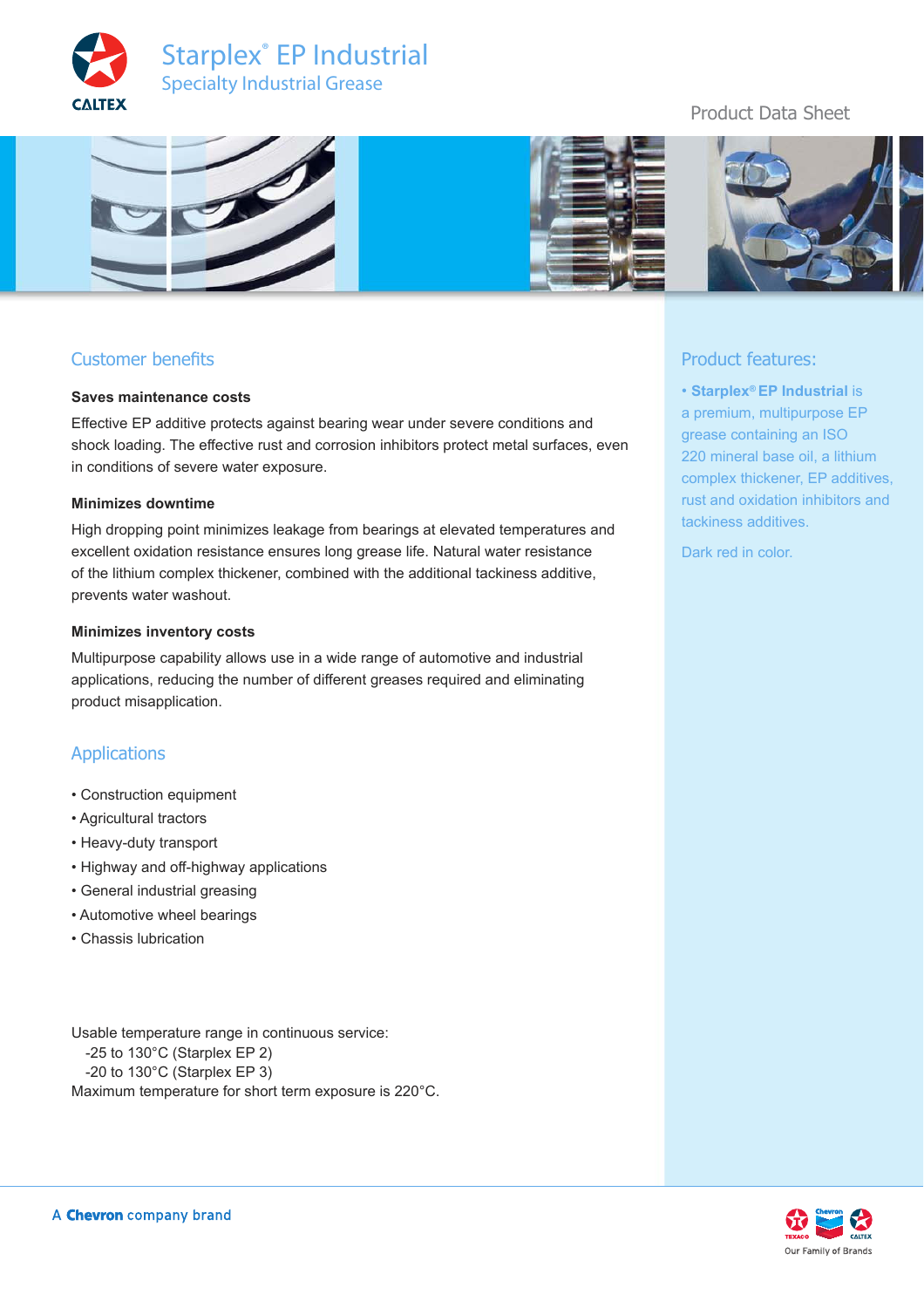# Starplex® EP Industrial

Specialty Industrial Grease

Product Data Sheet

## Customer benefits

**Saves maintenance costs**

Effective EP additive protects against bearing wear under severe conditions and shock loading. The effective rust and corrosion inhibitors protect metal surfaces, even in conditions of severe water exposure.

**Minimizes downtime**

High dropping point minimizes leakage from bearings at elevated temperatures and excellent oxidation resistance ensures long grease life. Natural water resistance of the lithium complex thickener, combined with the additional tackiness additive, prevents water washout.

**Minimizes inventory costs**

Multipurpose capability allows use in a wide range of automotive and industrial applications, reducing the number of different greases required and eliminating product misapplication.

## Applications

- Construction equipment
- Agricultural tractors
- Heavy-duty transport
- Highway and off-highway applications
- General industrial greasing
- Automotive wheel bearings
- Chassis lubrication

Usable temperature range in continuous service:
 -25 to 130°C (Starplex EP 2)
 -20 to 130°C (Starplex EP 3)
Maximum temperature for short term exposure is 220°C.

## Product features:

- **Starplex® EP Industrial** is a premium, multipurpose EP grease containing an ISO 220 mineral base oil, a lithium complex thickener, EP additives, rust and oxidation inhibitors and tackiness additives.

Dark red in color.

A Chevron company brand

Our Family of Brands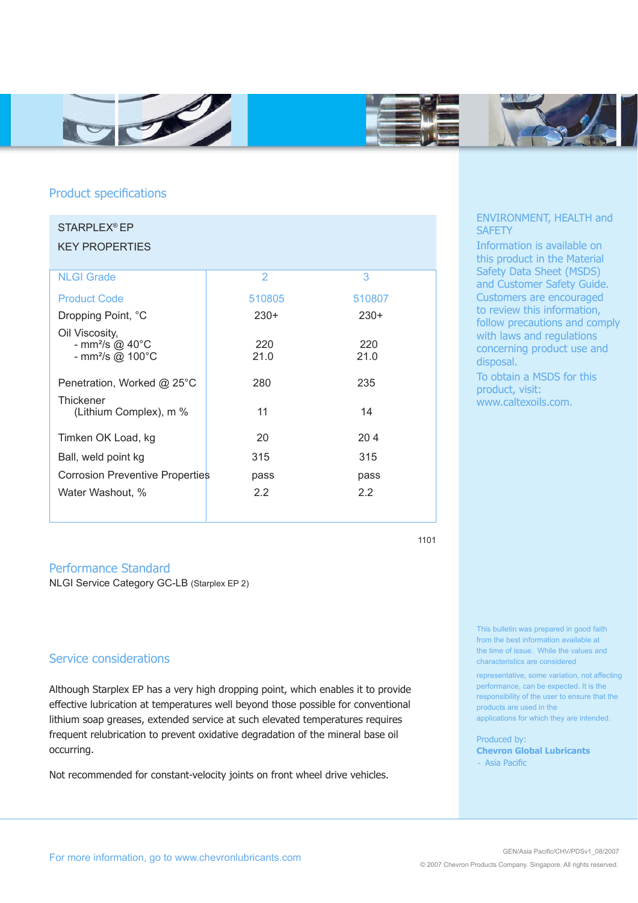## Product specifications

| STARPLEX® EP KEY PROPERTIES | | |
|---|---|---|
| NLGI Grade | 2 | 3 |
| Product Code | 510805 | 510807 |
| Dropping Point, °C | 230+ | 230+ |
| Oil Viscosity,<br>- mm²/s @ 40°C<br>- mm²/s @ 100°C | <br>220<br>21.0 | <br>220<br>21.0 |
| Penetration, Worked @ 25°C | 280 | 235 |
| Thickener<br>(Lithium Complex), m % | <br>11 | <br>14 |
| Timken OK Load, kg | 20 | 20 4 |
| Ball, weld point kg | 315 | 315 |
| Corrosion Preventive Properties | pass | pass |
| Water Washout, % | 2.2 | 2.2 |

1101

## Performance Standard

NLGI Service Category GC-LB (Starplex EP 2)

## Service considerations

Although Starplex EP has a very high dropping point, which enables it to provide effective lubrication at temperatures well beyond those possible for conventional lithium soap greases, extended service at such elevated temperatures requires frequent relubrication to prevent oxidative degradation of the mineral base oil occurring.

Not recommended for constant-velocity joints on front wheel drive vehicles.

## ENVIRONMENT, HEALTH and SAFETY

Information is available on this product in the Material Safety Data Sheet (MSDS) and Customer Safety Guide. Customers are encouraged to review this information, follow precautions and comply with laws and regulations concerning product use and disposal.

To obtain a MSDS for this product, visit: www.caltexoils.com.

This bulletin was prepared in good faith from the best information available at the time of issue. While the values and characteristics are considered representative, some variation, not affecting performance, can be expected. It is the responsibility of the user to ensure that the products are used in the applications for which they are intended.

Produced by:
**Chevron Global Lubricants**
- Asia Pacific

For more information, go to www.chevronlubricants.com

GEN/Asia Pacific/CHV/PDSv1_08/2007

© 2007 Chevron Products Company. Singapore. All rights reserved.